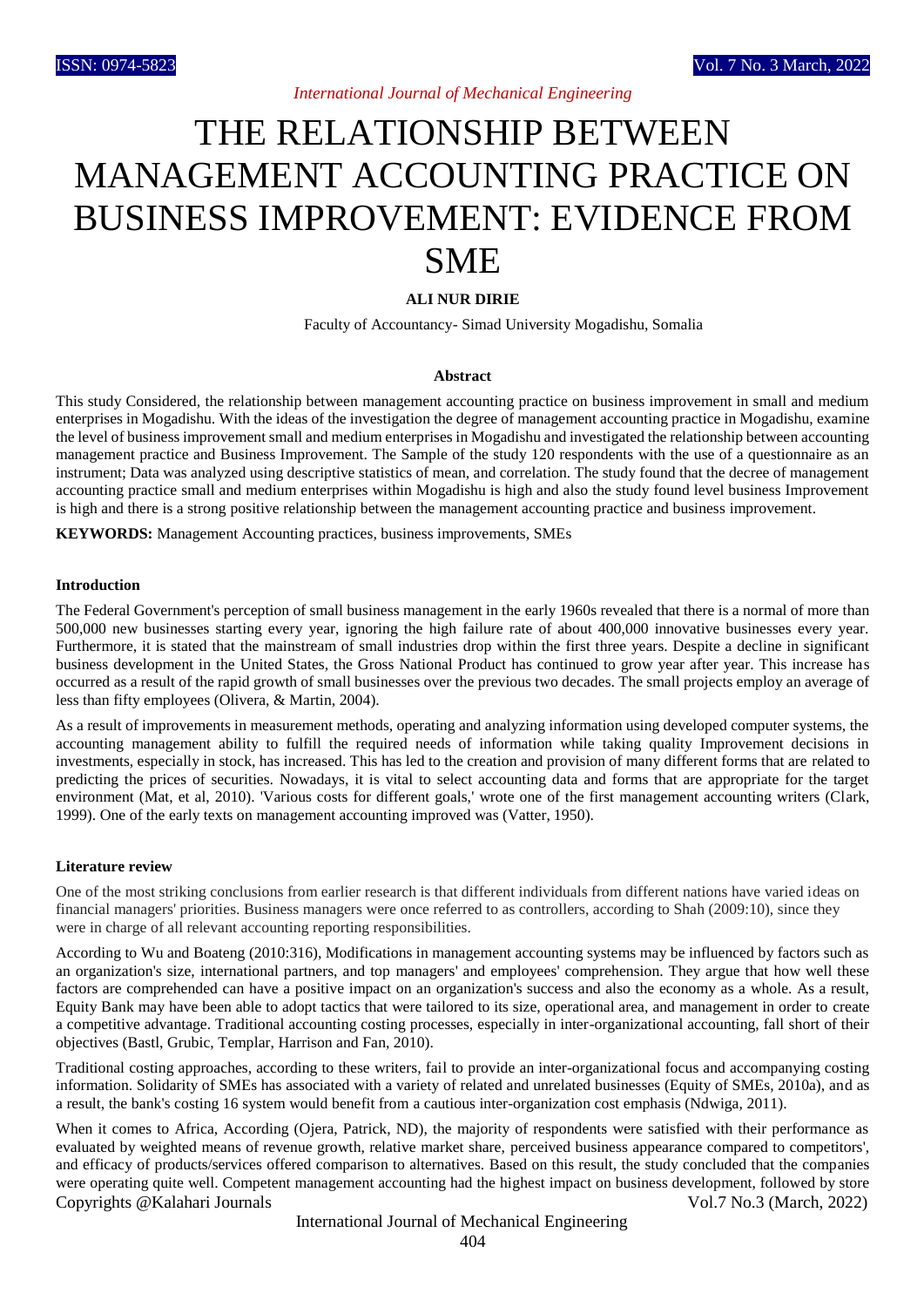# THE RELATIONSHIP BETWEEN MANAGEMENT ACCOUNTING PRACTICE ON BUSINESS IMPROVEMENT: EVIDENCE FROM SME

**ALI NUR DIRIE**

Faculty of Accountancy- Simad University Mogadishu, Somalia

### Abstract

This study Considered, the relationship between management accounting practice on business improvement in small and medium enterprises in Mogadishu. With the ideas of the investigation the degree of management accounting practice in Mogadishu, examine the level of business improvement small and medium enterprises in Mogadishu and investigated the relationship between accounting management practice and Business Improvement. The Sample of the study 120 respondents with the use of a questionnaire as an instrument; Data was analyzed using descriptive statistics of mean, and correlation. The study found that the decree of management accounting practice small and medium enterprises within Mogadishu is high and also the study found level business Improvement is high and there is a strong positive relationship between the management accounting practice and business improvement.

**KEYWORDS:** Management Accounting practices, business improvements, SMEs

### Introduction

The Federal Government's perception of small business management in the early 1960s revealed that there is a normal of more than 500,000 new businesses starting every year, ignoring the high failure rate of about 400,000 innovative businesses every year. Furthermore, it is stated that the mainstream of small industries drop within the first three years. Despite a decline in significant business development in the United States, the Gross National Product has continued to grow year after year. This increase has occurred as a result of the rapid growth of small businesses over the previous two decades. The small projects employ an average of less than fifty employees (Olivera, & Martin, 2004).

As a result of improvements in measurement methods, operating and analyzing information using developed computer systems, the accounting management ability to fulfill the required needs of information while taking quality Improvement decisions in investments, especially in stock, has increased. This has led to the creation and provision of many different forms that are related to predicting the prices of securities. Nowadays, it is vital to select accounting data and forms that are appropriate for the target environment (Mat, et al, 2010). 'Various costs for different goals,' wrote one of the first management accounting writers (Clark, 1999). One of the early texts on management accounting improved was (Vatter, 1950).

### Literature review

One of the most striking conclusions from earlier research is that different individuals from different nations have varied ideas on financial managers' priorities. Business managers were once referred to as controllers, according to Shah (2009:10), since they were in charge of all relevant accounting reporting responsibilities.

According to Wu and Boateng (2010:316), Modifications in management accounting systems may be influenced by factors such as an organization's size, international partners, and top managers' and employees' comprehension. They argue that how well these factors are comprehended can have a positive impact on an organization's success and also the economy as a whole. As a result, Equity Bank may have been able to adopt tactics that were tailored to its size, operational area, and management in order to create a competitive advantage. Traditional accounting costing processes, especially in inter-organizational accounting, fall short of their objectives (Bastl, Grubic, Templar, Harrison and Fan, 2010).

Traditional costing approaches, according to these writers, fail to provide an inter-organizational focus and accompanying costing information. Solidarity of SMEs has associated with a variety of related and unrelated businesses (Equity of SMEs, 2010a), and as a result, the bank's costing 16 system would benefit from a cautious inter-organization cost emphasis (Ndwiga, 2011).

When it comes to Africa, According (Ojera, Patrick, ND), the majority of respondents were satisfied with their performance as evaluated by weighted means of revenue growth, relative market share, perceived business appearance compared to competitors', and efficacy of products/services offered comparison to alternatives. Based on this result, the study concluded that the companies were operating quite well. Competent management accounting had the highest impact on business development, followed by store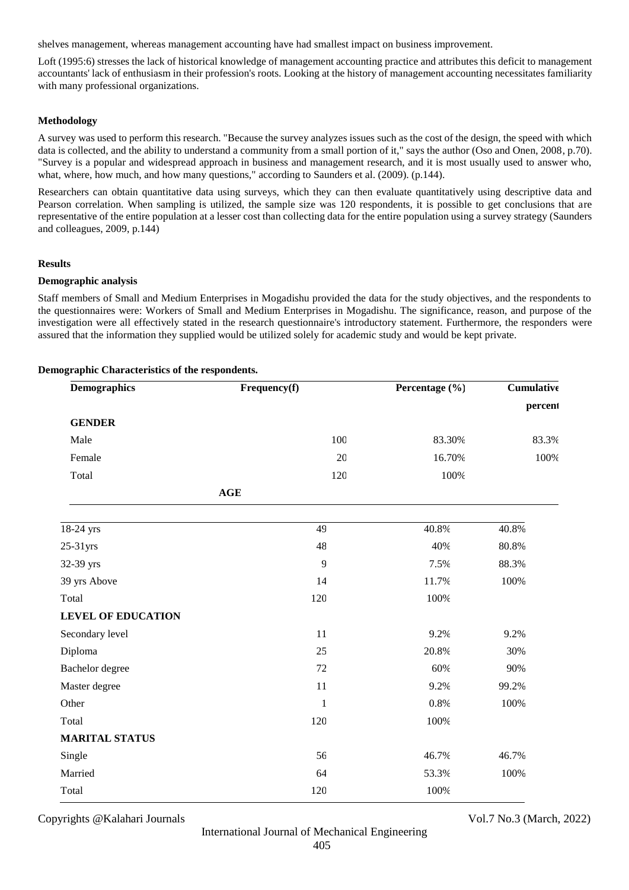shelves management, whereas management accounting have had smallest impact on business improvement.

Loft (1995:6) stresses the lack of historical knowledge of management accounting practice and attributes this deficit to management accountants' lack of enthusiasm in their profession's roots. Looking at the history of management accounting necessitates familiarity with many professional organizations.

### Methodology

A survey was used to perform this research. "Because the survey analyzes issues such as the cost of the design, the speed with which data is collected, and the ability to understand a community from a small portion of it," says the author (Oso and Onen, 2008, p.70). "Survey is a popular and widespread approach in business and management research, and it is most usually used to answer who, what, where, how much, and how many questions," according to Saunders et al. (2009). (p.144).

Researchers can obtain quantitative data using surveys, which they can then evaluate quantitatively using descriptive data and Pearson correlation. When sampling is utilized, the sample size was 120 respondents, it is possible to get conclusions that are representative of the entire population at a lesser cost than collecting data for the entire population using a survey strategy (Saunders and colleagues, 2009, p.144)

### Results

#### Demographic analysis

Staff members of Small and Medium Enterprises in Mogadishu provided the data for the study objectives, and the respondents to the questionnaires were: Workers of Small and Medium Enterprises in Mogadishu. The significance, reason, and purpose of the investigation were all effectively stated in the research questionnaire's introductory statement. Furthermore, the responders were assured that the information they supplied would be utilized solely for academic study and would be kept private.

**Demographic Characteristics of the respondents.**

| Demographics | Frequency(f) | Percentage (%) | Cumulative percent |
|---|---|---|---|
| **GENDER** | | | |
| Male | 100 | 83.30% | 83.3% |
| Female | 20 | 16.70% | 100% |
| Total | 120 | 100% | |
| **AGE** | | | |
| 18-24 yrs | 49 | 40.8% | 40.8% |
| 25-31yrs | 48 | 40% | 80.8% |
| 32-39 yrs | 9 | 7.5% | 88.3% |
| 39 yrs Above | 14 | 11.7% | 100% |
| Total | 120 | 100% | |
| **LEVEL OF EDUCATION** | | | |
| Secondary level | 11 | 9.2% | 9.2% |
| Diploma | 25 | 20.8% | 30% |
| Bachelor degree | 72 | 60% | 90% |
| Master degree | 11 | 9.2% | 99.2% |
| Other | 1 | 0.8% | 100% |
| Total | 120 | 100% | |
| **MARITAL STATUS** | | | |
| Single | 56 | 46.7% | 46.7% |
| Married | 64 | 53.3% | 100% |
| Total | 120 | 100% | |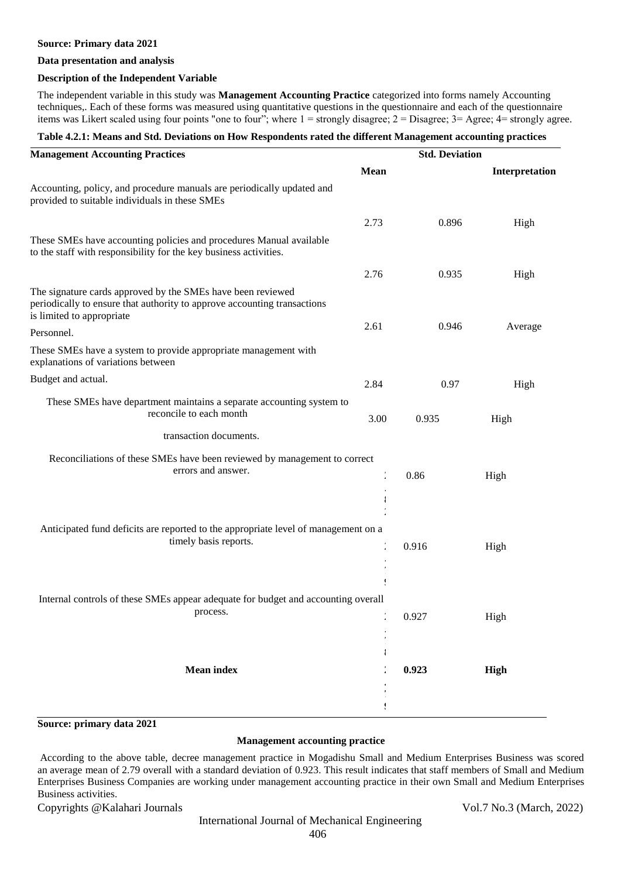**Source: Primary data 2021**

**Data presentation and analysis**

**Description of the Independent Variable**

The independent variable in this study was **Management Accounting Practice** categorized into forms namely Accounting techniques,. Each of these forms was measured using quantitative questions in the questionnaire and each of the questionnaire items was Likert scaled using four points "one to four"; where 1 = strongly disagree; 2 = Disagree; 3= Agree; 4= strongly agree.

**Table 4.2.1: Means and Std. Deviations on How Respondents rated the different Management accounting practices**

| Management Accounting Practices | Mean | Std. Deviation | Interpretation |
|---|---|---|---|
| Accounting, policy, and procedure manuals are periodically updated and provided to suitable individuals in these SMEs | 2.73 | 0.896 | High |
| These SMEs have accounting policies and procedures Manual available to the staff with responsibility for the key business activities. | 2.76 | 0.935 | High |
| The signature cards approved by the SMEs have been reviewed periodically to ensure that authority to approve accounting transactions is limited to appropriate Personnel. | 2.61 | 0.946 | Average |
| These SMEs have a system to provide appropriate management with explanations of variations between Budget and actual. | 2.84 | 0.97 | High |
| These SMEs have department maintains a separate accounting system to reconcile to each month transaction documents. | 3.00 | 0.935 | High |
| Reconciliations of these SMEs have been reviewed by management to correct errors and answer. | 2.8 | 0.86 | High |
| Anticipated fund deficits are reported to the appropriate level of management on a timely basis reports. | 2.9 | 0.916 | High |
| Internal controls of these SMEs appear adequate for budget and accounting overall process. | 2.8 | 0.927 | High |
| **Mean index** | 2.79 | **0.923** | **High** |

**Source: primary data 2021**

**Management accounting practice**

According to the above table, decree management practice in Mogadishu Small and Medium Enterprises Business was scored an average mean of 2.79 overall with a standard deviation of 0.923. This result indicates that staff members of Small and Medium Enterprises Business Companies are working under management accounting practice in their own Small and Medium Enterprises Business activities.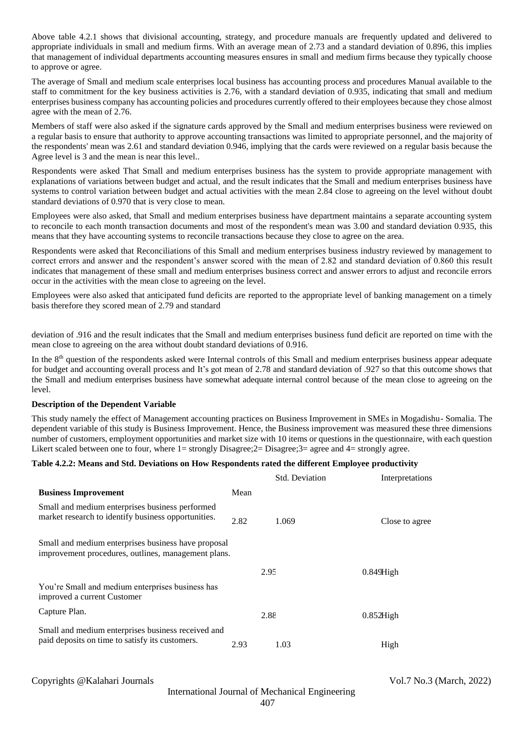Above table 4.2.1 shows that divisional accounting, strategy, and procedure manuals are frequently updated and delivered to appropriate individuals in small and medium firms. With an average mean of 2.73 and a standard deviation of 0.896, this implies that management of individual departments accounting measures ensures in small and medium firms because they typically choose to approve or agree.

The average of Small and medium scale enterprises local business has accounting process and procedures Manual available to the staff to commitment for the key business activities is 2.76, with a standard deviation of 0.935, indicating that small and medium enterprises business company has accounting policies and procedures currently offered to their employees because they chose almost agree with the mean of 2.76.

Members of staff were also asked if the signature cards approved by the Small and medium enterprises business were reviewed on a regular basis to ensure that authority to approve accounting transactions was limited to appropriate personnel, and the majority of the respondents' mean was 2.61 and standard deviation 0.946, implying that the cards were reviewed on a regular basis because the Agree level is 3 and the mean is near this level..

Respondents were asked That Small and medium enterprises business has the system to provide appropriate management with explanations of variations between budget and actual, and the result indicates that the Small and medium enterprises business have systems to control variation between budget and actual activities with the mean 2.84 close to agreeing on the level without doubt standard deviations of 0.970 that is very close to mean.

Employees were also asked, that Small and medium enterprises business have department maintains a separate accounting system to reconcile to each month transaction documents and most of the respondent's mean was 3.00 and standard deviation 0.935, this means that they have accounting systems to reconcile transactions because they close to agree on the area.

Respondents were asked that Reconciliations of this Small and medium enterprises business industry reviewed by management to correct errors and answer and the respondent's answer scored with the mean of 2.82 and standard deviation of 0.860 this result indicates that management of these small and medium enterprises business correct and answer errors to adjust and reconcile errors occur in the activities with the mean close to agreeing on the level.

Employees were also asked that anticipated fund deficits are reported to the appropriate level of banking management on a timely basis therefore they scored mean of 2.79 and standard deviation of .916 and the result indicates that the Small and medium enterprises business fund deficit are reported on time with the mean close to agreeing on the area without doubt standard deviations of 0.916.

In the 8th question of the respondents asked were Internal controls of this Small and medium enterprises business appear adequate for budget and accounting overall process and It's got mean of 2.78 and standard deviation of .927 so that this outcome shows that the Small and medium enterprises business have somewhat adequate internal control because of the mean close to agreeing on the level.

**Description of the Dependent Variable**

This study namely the effect of Management accounting practices on Business Improvement in SMEs in Mogadishu- Somalia. The dependent variable of this study is Business Improvement. Hence, the Business improvement was measured these three dimensions number of customers, employment opportunities and market size with 10 items or questions in the questionnaire, with each question Likert scaled between one to four, where 1= strongly Disagree;2= Disagree;3= agree and 4= strongly agree.

**Table 4.2.2: Means and Std. Deviations on How Respondents rated the different Employee productivity**

| Business Improvement | Mean | Std. Deviation | Interpretations |
|---|---|---|---|
| Small and medium enterprises business performed market research to identify business opportunities. | 2.82 | 1.069 | Close to agree |
| Small and medium enterprises business have proposal improvement procedures, outlines, management plans. | 2.95 | 0.849 | High |
| You're Small and medium enterprises business has improved a current Customer Capture Plan. | 2.88 | 0.852 | High |
| Small and medium enterprises business received and paid deposits on time to satisfy its customers. | 2.93 | 1.03 | High |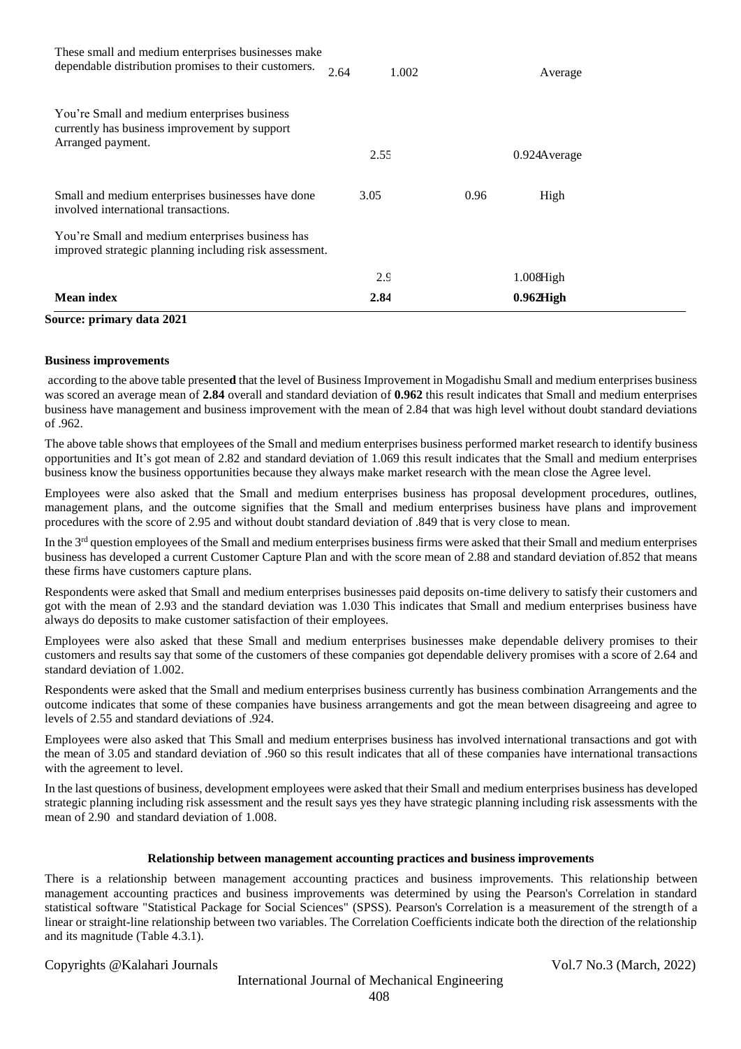| | | | |
|---|---|---|---|
| These small and medium enterprises businesses make dependable distribution promises to their customers. | 2.64 | 1.002 | Average |
| You're Small and medium enterprises business currently has business improvement by support Arranged payment. | 2.55 | 0.924 | Average |
| Small and medium enterprises businesses have done involved international transactions. | 3.05 | 0.96 | High |
| You're Small and medium enterprises business has improved strategic planning including risk assessment. | 2.9 | 1.008 | High |
| **Mean index** | **2.84** | **0.962** | **High** |

**Source: primary data 2021**

**Business improvements**

according to the above table presente**d** that the level of Business Improvement in Mogadishu Small and medium enterprises business was scored an average mean of **2.84** overall and standard deviation of **0.962** this result indicates that Small and medium enterprises business have management and business improvement with the mean of 2.84 that was high level without doubt standard deviations of .962.

The above table shows that employees of the Small and medium enterprises business performed market research to identify business opportunities and It's got mean of 2.82 and standard deviation of 1.069 this result indicates that the Small and medium enterprises business know the business opportunities because they always make market research with the mean close the Agree level.

Employees were also asked that the Small and medium enterprises business has proposal development procedures, outlines, management plans, and the outcome signifies that the Small and medium enterprises business have plans and improvement procedures with the score of 2.95 and without doubt standard deviation of .849 that is very close to mean.

In the 3rd question employees of the Small and medium enterprises business firms were asked that their Small and medium enterprises business has developed a current Customer Capture Plan and with the score mean of 2.88 and standard deviation of.852 that means these firms have customers capture plans.

Respondents were asked that Small and medium enterprises businesses paid deposits on-time delivery to satisfy their customers and got with the mean of 2.93 and the standard deviation was 1.030 This indicates that Small and medium enterprises business have always do deposits to make customer satisfaction of their employees.

Employees were also asked that these Small and medium enterprises businesses make dependable delivery promises to their customers and results say that some of the customers of these companies got dependable delivery promises with a score of 2.64 and standard deviation of 1.002.

Respondents were asked that the Small and medium enterprises business currently has business combination Arrangements and the outcome indicates that some of these companies have business arrangements and got the mean between disagreeing and agree to levels of 2.55 and standard deviations of .924.

Employees were also asked that This Small and medium enterprises business has involved international transactions and got with the mean of 3.05 and standard deviation of .960 so this result indicates that all of these companies have international transactions with the agreement to level.

In the last questions of business, development employees were asked that their Small and medium enterprises business has developed strategic planning including risk assessment and the result says yes they have strategic planning including risk assessments with the mean of 2.90 and standard deviation of 1.008.

**Relationship between management accounting practices and business improvements**

There is a relationship between management accounting practices and business improvements. This relationship between management accounting practices and business improvements was determined by using the Pearson's Correlation in standard statistical software "Statistical Package for Social Sciences" (SPSS). Pearson's Correlation is a measurement of the strength of a linear or straight-line relationship between two variables. The Correlation Coefficients indicate both the direction of the relationship and its magnitude (Table 4.3.1).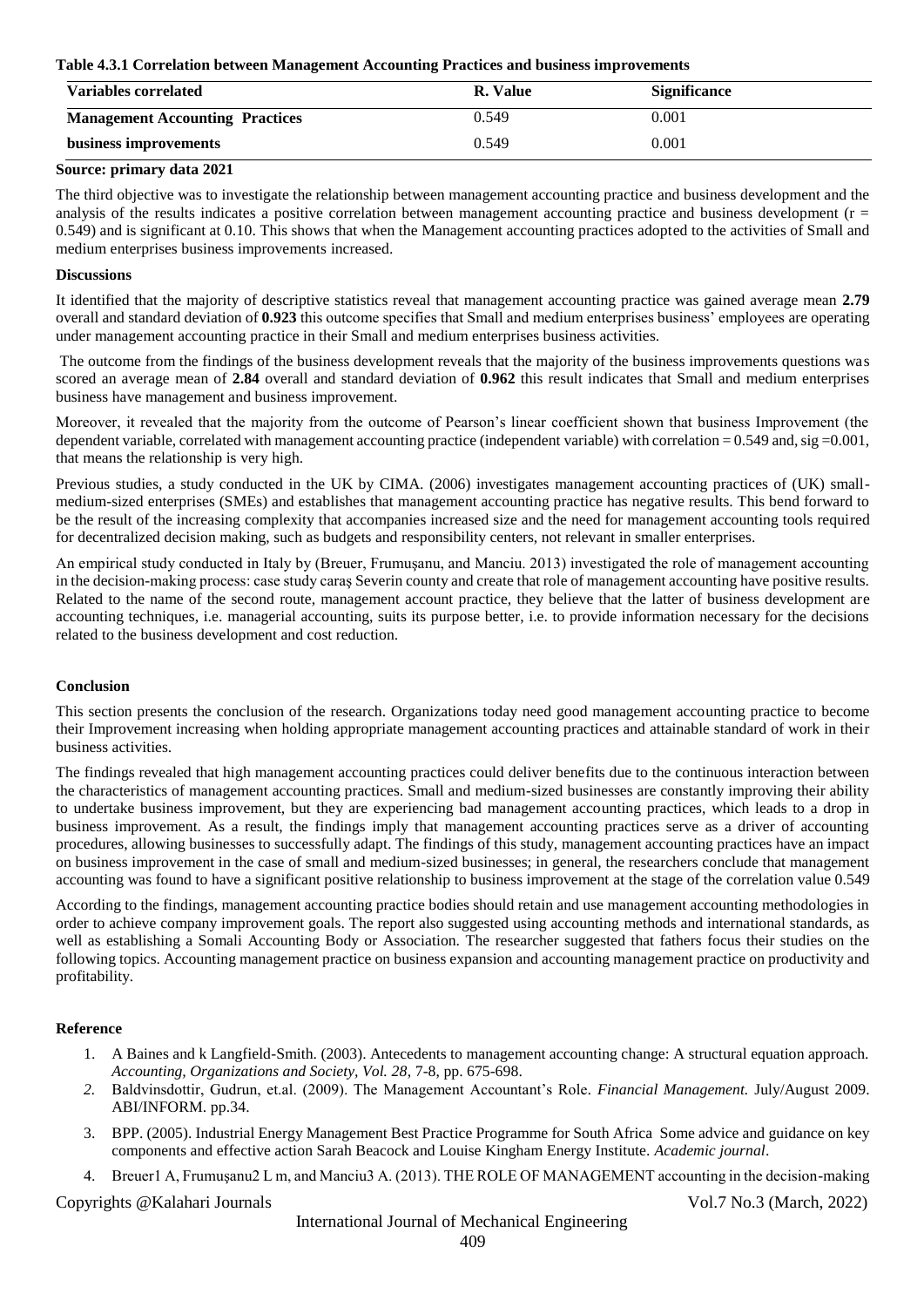**Table 4.3.1 Correlation between Management Accounting Practices and business improvements**

| Variables correlated | R. Value | Significance |
|---|---|---|
| **Management Accounting Practices** | 0.549 | 0.001 |
| **business improvements** | 0.549 | 0.001 |

**Source: primary data 2021**

The third objective was to investigate the relationship between management accounting practice and business development and the analysis of the results indicates a positive correlation between management accounting practice and business development ($r = 0.549$) and is significant at 0.10. This shows that when the Management accounting practices adopted to the activities of Small and medium enterprises business improvements increased.

**Discussions**

It identified that the majority of descriptive statistics reveal that management accounting practice was gained average mean **2.79** overall and standard deviation of **0.923** this outcome specifies that Small and medium enterprises business' employees are operating under management accounting practice in their Small and medium enterprises business activities.

The outcome from the findings of the business development reveals that the majority of the business improvements questions was scored an average mean of **2.84** overall and standard deviation of **0.962** this result indicates that Small and medium enterprises business have management and business improvement.

Moreover, it revealed that the majority from the outcome of Pearson's linear coefficient shown that business Improvement (the dependent variable, correlated with management accounting practice (independent variable) with correlation = 0.549 and, sig =0.001, that means the relationship is very high.

Previous studies, a study conducted in the UK by CIMA. (2006) investigates management accounting practices of (UK) small-medium-sized enterprises (SMEs) and establishes that management accounting practice has negative results. This bend forward to be the result of the increasing complexity that accompanies increased size and the need for management accounting tools required for decentralized decision making, such as budgets and responsibility centers, not relevant in smaller enterprises.

An empirical study conducted in Italy by (Breuer, Frumuşanu, and Manciu. 2013) investigated the role of management accounting in the decision-making process: case study caraş Severin county and create that role of management accounting have positive results. Related to the name of the second route, management account practice, they believe that the latter of business development are accounting techniques, i.e. managerial accounting, suits its purpose better, i.e. to provide information necessary for the decisions related to the business development and cost reduction.

**Conclusion**

This section presents the conclusion of the research. Organizations today need good management accounting practice to become their Improvement increasing when holding appropriate management accounting practices and attainable standard of work in their business activities.

The findings revealed that high management accounting practices could deliver benefits due to the continuous interaction between the characteristics of management accounting practices. Small and medium-sized businesses are constantly improving their ability to undertake business improvement, but they are experiencing bad management accounting practices, which leads to a drop in business improvement. As a result, the findings imply that management accounting practices serve as a driver of accounting procedures, allowing businesses to successfully adapt. The findings of this study, management accounting practices have an impact on business improvement in the case of small and medium-sized businesses; in general, the researchers conclude that management accounting was found to have a significant positive relationship to business improvement at the stage of the correlation value 0.549

According to the findings, management accounting practice bodies should retain and use management accounting methodologies in order to achieve company improvement goals. The report also suggested using accounting methods and international standards, as well as establishing a Somali Accounting Body or Association. The researcher suggested that fathers focus their studies on the following topics. Accounting management practice on business expansion and accounting management practice on productivity and profitability.

**Reference**

1. A Baines and k Langfield-Smith. (2003). Antecedents to management accounting change: A structural equation approach. *Accounting, Organizations and Society, Vol. 28*, 7-8, pp. 675-698.
2. Baldvinsdottir, Gudrun, et.al. (2009). The Management Accountant's Role. *Financial Management.* July/August 2009. ABI/INFORM. pp.34.
3. BPP. (2005). Industrial Energy Management Best Practice Programme for South Africa Some advice and guidance on key components and effective action Sarah Beacock and Louise Kingham Energy Institute. *Academic journal*.
4. Breuer1 A, Frumuşanu2 L m, and Manciu3 A. (2013). THE ROLE OF MANAGEMENT accounting in the decision-making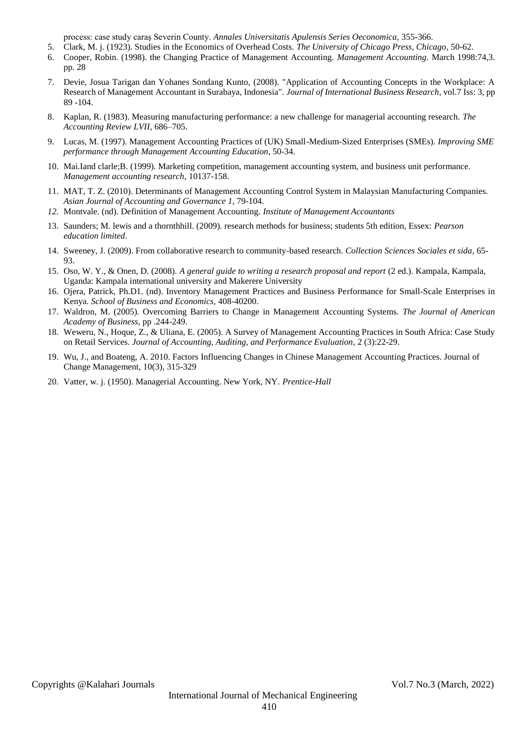process: case study caraş Severin County. *Annales Universitatis Apulensis Series Oeconomica,* 355-366.

5. Clark, M. j. (1923). Studies in the Economics of Overhead Costs. *The University of Chicago Press, Chicago*, 50-62.
6. Cooper, Robin. (1998). the Changing Practice of Management Accounting. *Management Accounting*. March 1998:74,3. pp. 28
7. Devie, Josua Tarigan dan Yohanes Sondang Kunto, (2008). "Application of Accounting Concepts in the Workplace: A Research of Management Accountant in Surabaya, Indonesia". *Journal of International Business Research*, vol.7 Iss: 3, pp 89 -104.
8. Kaplan, R. (1983). Measuring manufacturing performance: a new challenge for managerial accounting research. *The Accounting Review LVII*, 686–705.
9. Lucas, M. (1997). Management Accounting Practices of (UK) Small-Medium-Sized Enterprises (SMEs). *Improving SME performance through Management Accounting Education*, 50-34.
10. Mai.Iand clarle;B. (1999). Marketing competition, management accounting system, and business unit performance. *Management accounting research*, 10137-158.
11. MAT, T. Z. (2010). Determinants of Management Accounting Control System in Malaysian Manufacturing Companies. *Asian Journal of Accounting and Governance 1*, 79-104.
12. Montvale. (nd). Definition of Management Accounting. *Institute of Management Accountants*
13. Saunders; M. lewis and a thornthhill. (2009). research methods for business; students 5th edition, Essex: *Pearson education limited*.
14. Sweeney, J. (2009). From collaborative research to community-based research. *Collection Sciences Sociales et sida*, 65-93.
15. Oso, W. Y., & Onen, D. (2008). *A general guide to writing a research proposal and report* (2 ed.). Kampala, Kampala, Uganda: Kampala international university and Makerere University
16. Ojera, Patrick, Ph.D1. (nd). Inventory Management Practices and Business Performance for Small-Scale Enterprises in Kenya. *School of Business and Economics*, 408-40200.
17. Waldron, M. (2005). Overcoming Barriers to Change in Management Accounting Systems. *The Journal of American Academy of Business*, pp .244-249.
18. Weweru, N., Hoque, Z., & Uliana, E. (2005). A Survey of Management Accounting Practices in South Africa: Case Study on Retail Services. *Journal of Accounting, Auditing, and Performance Evaluation*, 2 (3):22-29.
19. Wu, J., and Boateng, A. 2010. Factors Influencing Changes in Chinese Management Accounting Practices. Journal of Change Management, 10(3), 315-329
20. Vatter, w. j. (1950). Managerial Accounting. New York, NY. *Prentice-Hall*